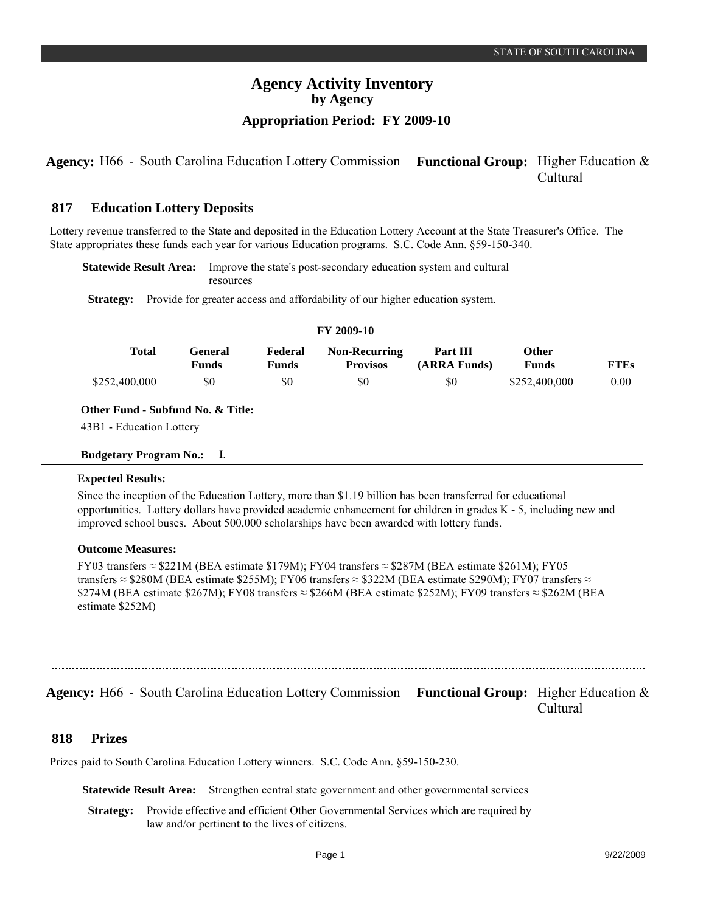# Agency Activity Inventory
## by Agency
## Appropriation Period: FY 2009-10

**Agency:** H66 - South Carolina Education Lottery Commission **Functional Group:** Higher Education & Cultural

### 817 Education Lottery Deposits

Lottery revenue transferred to the State and deposited in the Education Lottery Account at the State Treasurer's Office. The State appropriates these funds each year for various Education programs. S.C. Code Ann. §59-150-340.

**Statewide Result Area:** Improve the state's post-secondary education system and cultural resources

**Strategy:** Provide for greater access and affordability of our higher education system.

**FY 2009-10**

| Total | General Funds | Federal Funds | Non-Recurring Provisos | Part III (ARRA Funds) | Other Funds | FTEs |
|---|---|---|---|---|---|---|
| $252,400,000 | $0 | $0 | $0 | $0 | $252,400,000 | 0.00 |

**Other Fund - Subfund No. & Title:**
43B1 - Education Lottery

**Budgetary Program No.:** I.

**Expected Results:**

Since the inception of the Education Lottery, more than $1.19 billion has been transferred for educational opportunities. Lottery dollars have provided academic enhancement for children in grades K - 5, including new and improved school buses. About 500,000 scholarships have been awarded with lottery funds.

**Outcome Measures:**

FY03 transfers ≈ $221M (BEA estimate $179M); FY04 transfers ≈ $287M (BEA estimate $261M); FY05 transfers ≈ $280M (BEA estimate $255M); FY06 transfers ≈ $322M (BEA estimate $290M); FY07 transfers ≈ $274M (BEA estimate $267M); FY08 transfers ≈ $266M (BEA estimate $252M); FY09 transfers ≈ $262M (BEA estimate $252M)

---

**Agency:** H66 - South Carolina Education Lottery Commission **Functional Group:** Higher Education & Cultural

### 818 Prizes

Prizes paid to South Carolina Education Lottery winners. S.C. Code Ann. §59-150-230.

**Statewide Result Area:** Strengthen central state government and other governmental services

**Strategy:** Provide effective and efficient Other Governmental Services which are required by law and/or pertinent to the lives of citizens.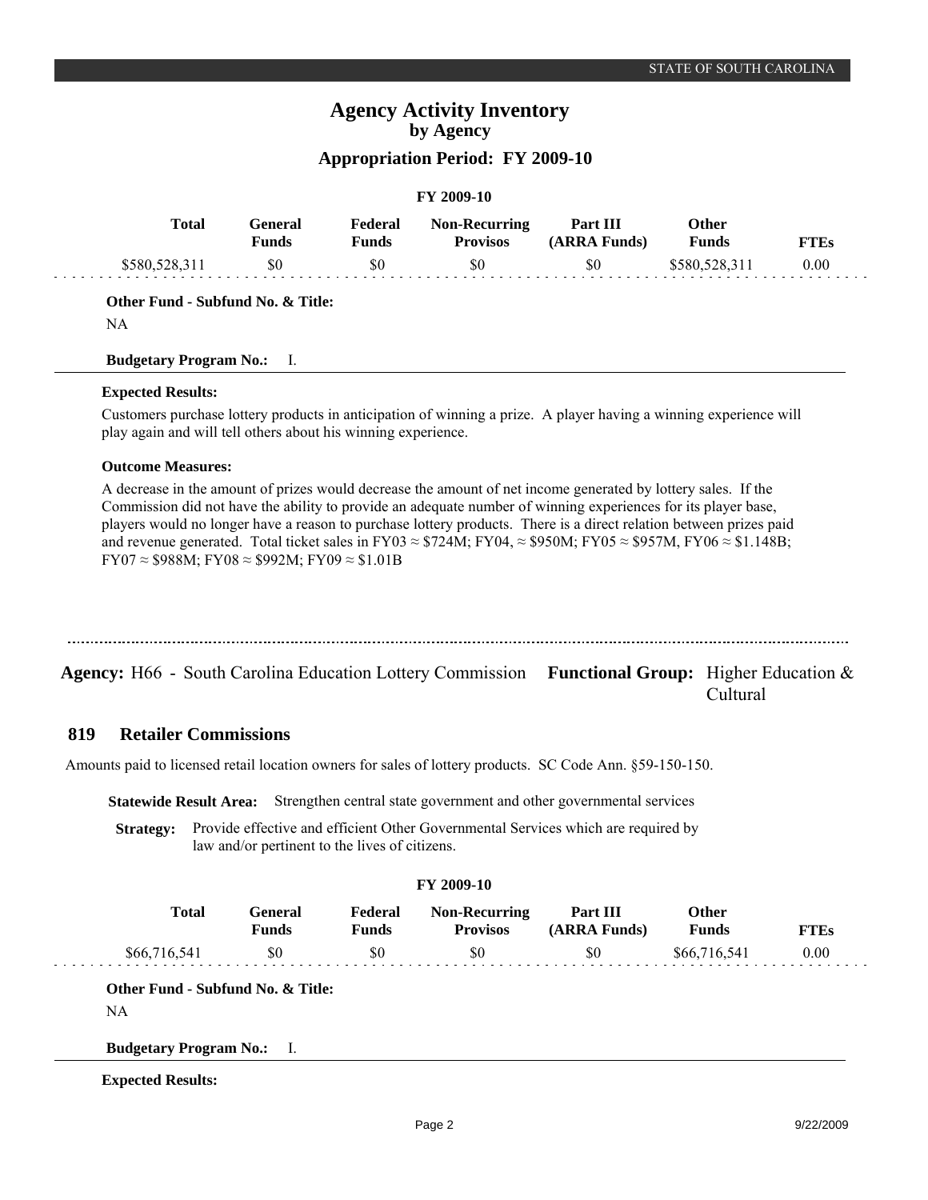# Agency Activity Inventory
## by Agency
### Appropriation Period: FY 2009-10

**FY 2009-10**

| Total | General Funds | Federal Funds | Non-Recurring Provisos | Part III (ARRA Funds) | Other Funds | FTEs |
|---|---|---|---|---|---|---|
| $580,528,311 | $0 | $0 | $0 | $0 | $580,528,311 | 0.00 |

**Other Fund - Subfund No. & Title:**

NA

**Budgetary Program No.:** I.

**Expected Results:**

Customers purchase lottery products in anticipation of winning a prize. A player having a winning experience will play again and will tell others about his winning experience.

**Outcome Measures:**

A decrease in the amount of prizes would decrease the amount of net income generated by lottery sales. If the Commission did not have the ability to provide an adequate number of winning experiences for its player base, players would no longer have a reason to purchase lottery products. There is a direct relation between prizes paid and revenue generated. Total ticket sales in FY03 ≈ $724M; FY04, ≈ $950M; FY05 ≈ $957M, FY06 ≈ $1.148B; FY07 ≈ $988M; FY08 ≈ $992M; FY09 ≈ $1.01B

---

**Agency:** H66 - South Carolina Education Lottery Commission **Functional Group:** Higher Education & Cultural

## 819 Retailer Commissions

Amounts paid to licensed retail location owners for sales of lottery products. SC Code Ann. §59-150-150.

**Statewide Result Area:** Strengthen central state government and other governmental services

**Strategy:** Provide effective and efficient Other Governmental Services which are required by law and/or pertinent to the lives of citizens.

**FY 2009-10**

| Total | General Funds | Federal Funds | Non-Recurring Provisos | Part III (ARRA Funds) | Other Funds | FTEs |
|---|---|---|---|---|---|---|
| $66,716,541 | $0 | $0 | $0 | $0 | $66,716,541 | 0.00 |

**Other Fund - Subfund No. & Title:**

NA

**Budgetary Program No.:** I.

**Expected Results:**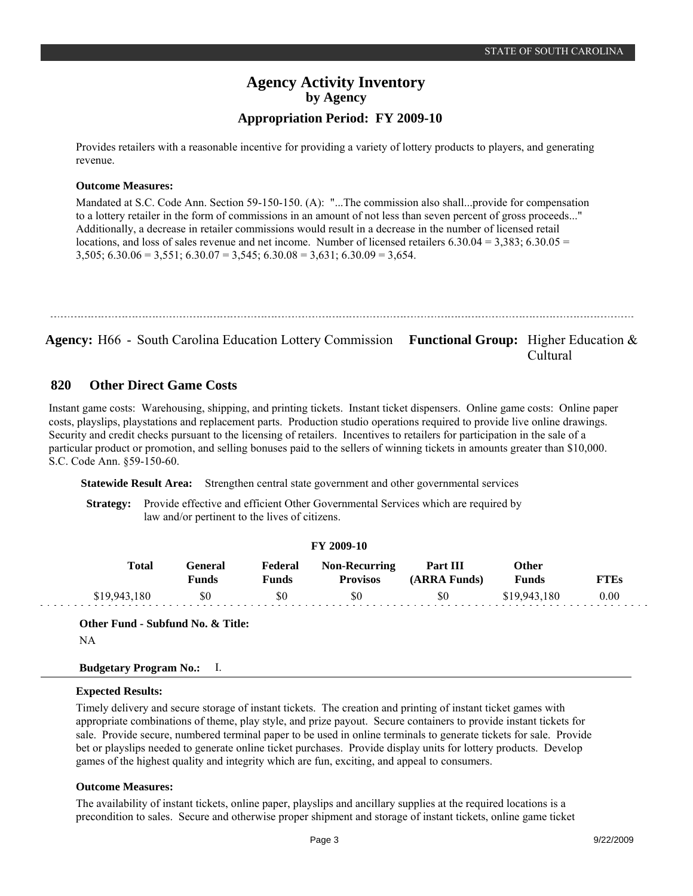Provides retailers with a reasonable incentive for providing a variety of lottery products to players, and generating revenue.

**Outcome Measures:**

Mandated at S.C. Code Ann. Section 59-150-150. (A): "...The commission also shall...provide for compensation to a lottery retailer in the form of commissions in an amount of not less than seven percent of gross proceeds..." Additionally, a decrease in retailer commissions would result in a decrease in the number of licensed retail locations, and loss of sales revenue and net income. Number of licensed retailers 6.30.04 = 3,383; 6.30.05 = 3,505; 6.30.06 = 3,551; 6.30.07 = 3,545; 6.30.08 = 3,631; 6.30.09 = 3,654.

---

**Agency:** H66 - South Carolina Education Lottery Commission **Functional Group:** Higher Education & Cultural

## 820 Other Direct Game Costs

Instant game costs: Warehousing, shipping, and printing tickets. Instant ticket dispensers. Online game costs: Online paper costs, playslips, playstations and replacement parts. Production studio operations required to provide live online drawings. Security and credit checks pursuant to the licensing of retailers. Incentives to retailers for participation in the sale of a particular product or promotion, and selling bonuses paid to the sellers of winning tickets in amounts greater than $10,000. S.C. Code Ann. §59-150-60.

**Statewide Result Area:** Strengthen central state government and other governmental services

**Strategy:** Provide effective and efficient Other Governmental Services which are required by law and/or pertinent to the lives of citizens.

**FY 2009-10**

| Total | General Funds | Federal Funds | Non-Recurring Provisos | Part III (ARRA Funds) | Other Funds | FTEs |
|---|---|---|---|---|---|---|
| $19,943,180 | $0 | $0 | $0 | $0 | $19,943,180 | 0.00 |

**Other Fund - Subfund No. & Title:**

NA

**Budgetary Program No.:** I.

**Expected Results:**

Timely delivery and secure storage of instant tickets. The creation and printing of instant ticket games with appropriate combinations of theme, play style, and prize payout. Secure containers to provide instant tickets for sale. Provide secure, numbered terminal paper to be used in online terminals to generate tickets for sale. Provide bet or playslips needed to generate online ticket purchases. Provide display units for lottery products. Develop games of the highest quality and integrity which are fun, exciting, and appeal to consumers.

**Outcome Measures:**

The availability of instant tickets, online paper, playslips and ancillary supplies at the required locations is a precondition to sales. Secure and otherwise proper shipment and storage of instant tickets, online game ticket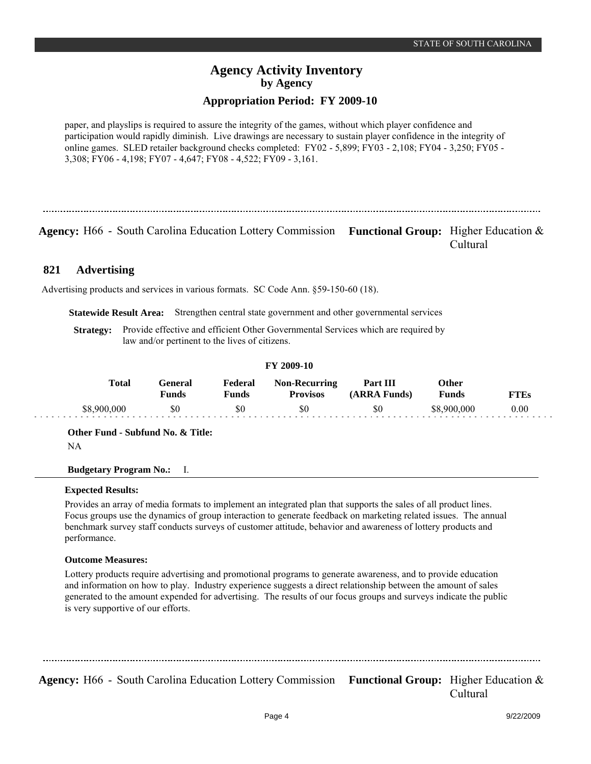paper, and playslips is required to assure the integrity of the games, without which player confidence and participation would rapidly diminish. Live drawings are necessary to sustain player confidence in the integrity of online games. SLED retailer background checks completed: FY02 - 5,899; FY03 - 2,108; FY04 - 3,250; FY05 - 3,308; FY06 - 4,198; FY07 - 4,647; FY08 - 4,522; FY09 - 3,161.

---

**Agency:** H66 - South Carolina Education Lottery Commission **Functional Group:** Higher Education & Cultural

## 821 Advertising

Advertising products and services in various formats. SC Code Ann. §59-150-60 (18).

**Statewide Result Area:** Strengthen central state government and other governmental services

**Strategy:** Provide effective and efficient Other Governmental Services which are required by law and/or pertinent to the lives of citizens.

**FY 2009-10**

| Total | General Funds | Federal Funds | Non-Recurring Provisos | Part III (ARRA Funds) | Other Funds | FTEs |
|---|---|---|---|---|---|---|
| $8,900,000 | $0 | $0 | $0 | $0 | $8,900,000 | 0.00 |

**Other Fund - Subfund No. & Title:**
NA

**Budgetary Program No.:** I.

**Expected Results:**

Provides an array of media formats to implement an integrated plan that supports the sales of all product lines. Focus groups use the dynamics of group interaction to generate feedback on marketing related issues. The annual benchmark survey staff conducts surveys of customer attitude, behavior and awareness of lottery products and performance.

**Outcome Measures:**

Lottery products require advertising and promotional programs to generate awareness, and to provide education and information on how to play. Industry experience suggests a direct relationship between the amount of sales generated to the amount expended for advertising. The results of our focus groups and surveys indicate the public is very supportive of our efforts.

---

**Agency:** H66 - South Carolina Education Lottery Commission **Functional Group:** Higher Education & Cultural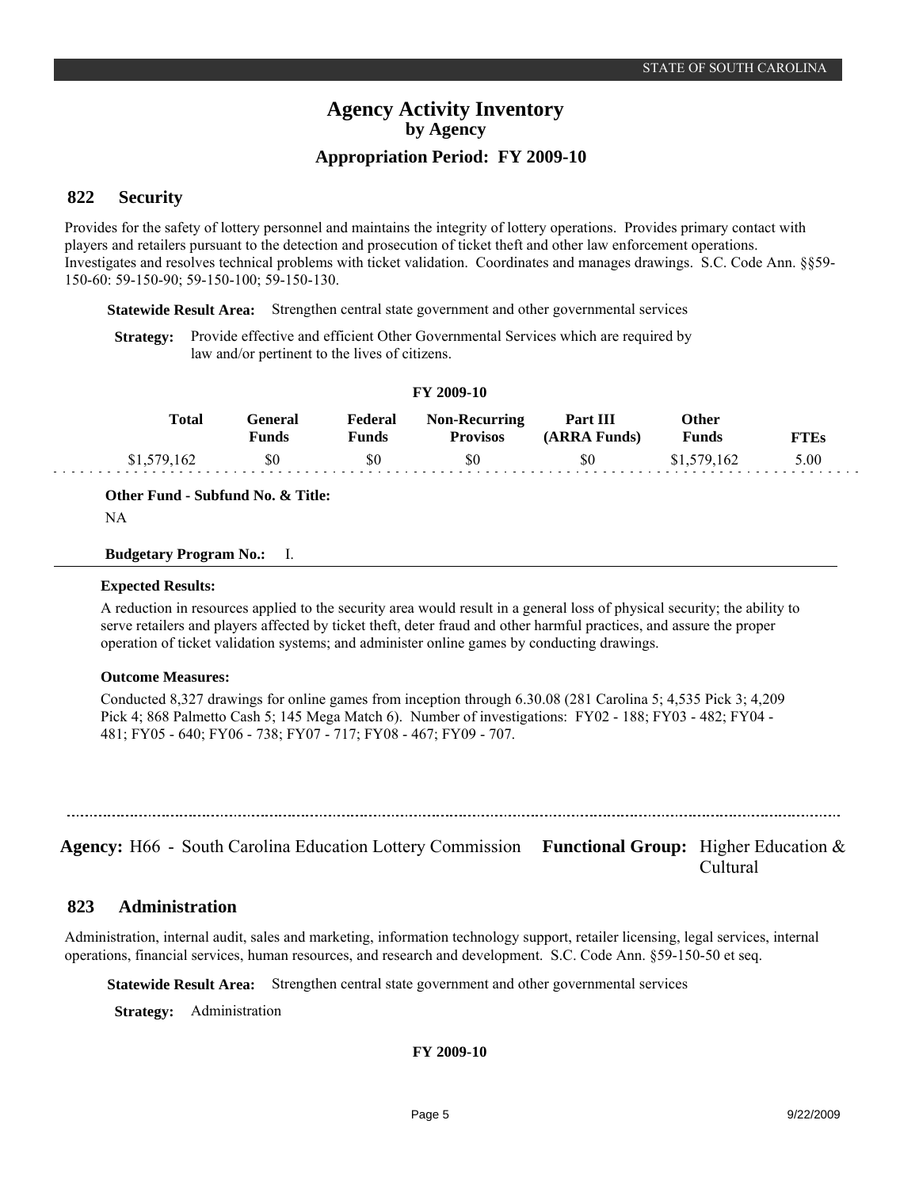# Agency Activity Inventory
## by Agency
### Appropriation Period: FY 2009-10

## 822 Security

Provides for the safety of lottery personnel and maintains the integrity of lottery operations. Provides primary contact with players and retailers pursuant to the detection and prosecution of ticket theft and other law enforcement operations. Investigates and resolves technical problems with ticket validation. Coordinates and manages drawings. S.C. Code Ann. §§59-150-60: 59-150-90; 59-150-100; 59-150-130.

**Statewide Result Area:** Strengthen central state government and other governmental services

**Strategy:** Provide effective and efficient Other Governmental Services which are required by law and/or pertinent to the lives of citizens.

**FY 2009-10**

| Total | General Funds | Federal Funds | Non-Recurring Provisos | Part III (ARRA Funds) | Other Funds | FTEs |
|---|---|---|---|---|---|---|
| $1,579,162 | $0 | $0 | $0 | $0 | $1,579,162 | 5.00 |

**Other Fund - Subfund No. & Title:**

NA

**Budgetary Program No.:** I.

**Expected Results:**

A reduction in resources applied to the security area would result in a general loss of physical security; the ability to serve retailers and players affected by ticket theft, deter fraud and other harmful practices, and assure the proper operation of ticket validation systems; and administer online games by conducting drawings.

**Outcome Measures:**

Conducted 8,327 drawings for online games from inception through 6.30.08 (281 Carolina 5; 4,535 Pick 3; 4,209 Pick 4; 868 Palmetto Cash 5; 145 Mega Match 6). Number of investigations: FY02 - 188; FY03 - 482; FY04 - 481; FY05 - 640; FY06 - 738; FY07 - 717; FY08 - 467; FY09 - 707.

**Agency:** H66 - South Carolina Education Lottery Commission **Functional Group:** Higher Education & Cultural

## 823 Administration

Administration, internal audit, sales and marketing, information technology support, retailer licensing, legal services, internal operations, financial services, human resources, and research and development. S.C. Code Ann. §59-150-50 et seq.

**Statewide Result Area:** Strengthen central state government and other governmental services

**Strategy:** Administration

**FY 2009-10**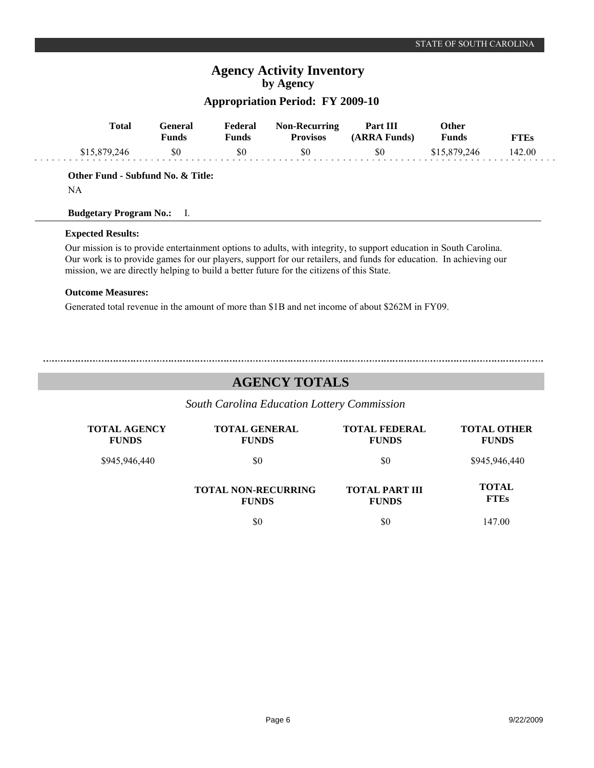# Agency Activity Inventory
## by Agency

### Appropriation Period: FY 2009-10

| Total | General Funds | Federal Funds | Non-Recurring Provisos | Part III (ARRA Funds) | Other Funds | FTEs |
|---|---|---|---|---|---|---|
| $15,879,246 | $0 | $0 | $0 | $0 | $15,879,246 | 142.00 |

**Other Fund - Subfund No. & Title:**

NA

**Budgetary Program No.:** I.

**Expected Results:**

Our mission is to provide entertainment options to adults, with integrity, to support education in South Carolina. Our work is to provide games for our players, support for our retailers, and funds for education. In achieving our mission, we are directly helping to build a better future for the citizens of this State.

**Outcome Measures:**

Generated total revenue in the amount of more than $1B and net income of about $262M in FY09.

## AGENCY TOTALS

*South Carolina Education Lottery Commission*

| TOTAL AGENCY FUNDS | TOTAL GENERAL FUNDS | TOTAL FEDERAL FUNDS | TOTAL OTHER FUNDS |
|---|---|---|---|
| $945,946,440 | $0 | $0 | $945,946,440 |
| | **TOTAL NON-RECURRING FUNDS** | **TOTAL PART III FUNDS** | **TOTAL FTEs** |
| | $0 | $0 | 147.00 |